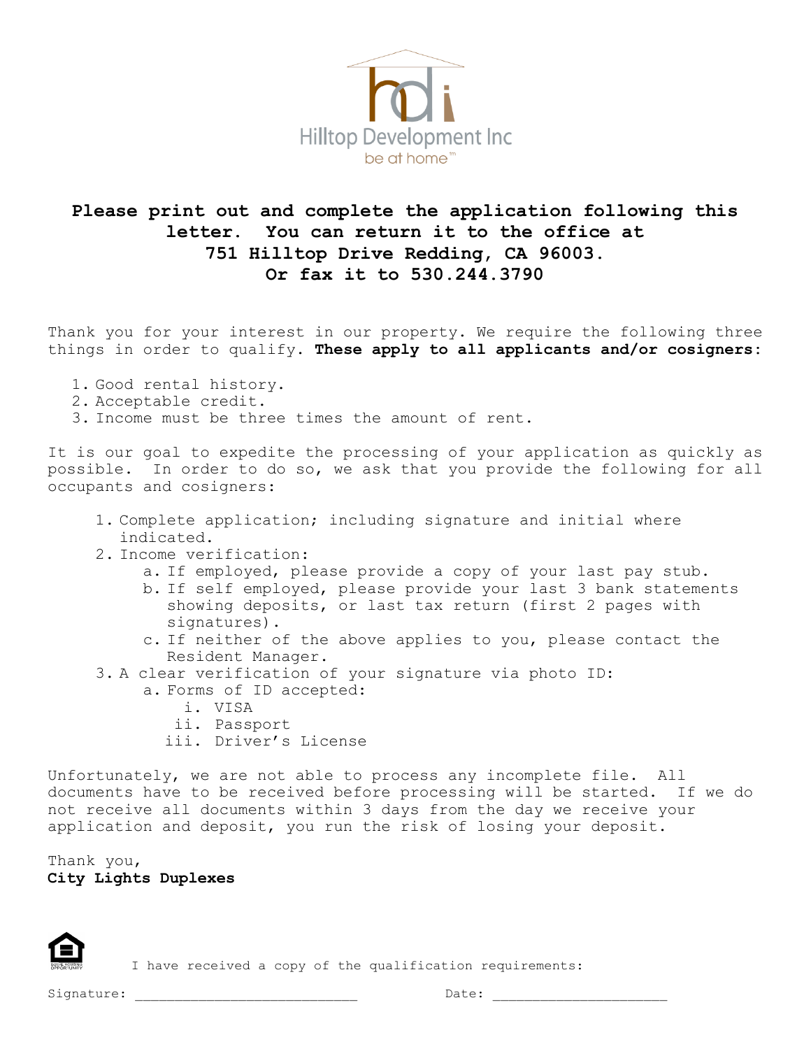Hilltop Development Inc

be at home™

**Please print out and complete the application following this letter. You can return it to the office at 751 Hilltop Drive Redding, CA 96003. Or fax it to 530.244.3790**

Thank you for your interest in our property. We require the following three things in order to qualify. **These apply to all applicants and/or cosigners:**

1. Good rental history.
2. Acceptable credit.
3. Income must be three times the amount of rent.

It is our goal to expedite the processing of your application as quickly as possible. In order to do so, we ask that you provide the following for all occupants and cosigners:

1. Complete application; including signature and initial where indicated.
2. Income verification:
   a. If employed, please provide a copy of your last pay stub.
   b. If self employed, please provide your last 3 bank statements showing deposits, or last tax return (first 2 pages with signatures).
   c. If neither of the above applies to you, please contact the Resident Manager.
3. A clear verification of your signature via photo ID:
   a. Forms of ID accepted:
      i. VISA
      ii. Passport
      iii. Driver's License

Unfortunately, we are not able to process any incomplete file. All documents have to be received before processing will be started. If we do not receive all documents within 3 days from the day we receive your application and deposit, you run the risk of losing your deposit.

Thank you,
**City Lights Duplexes**

I have received a copy of the qualification requirements:

Signature: ____________________________ Date: ______________________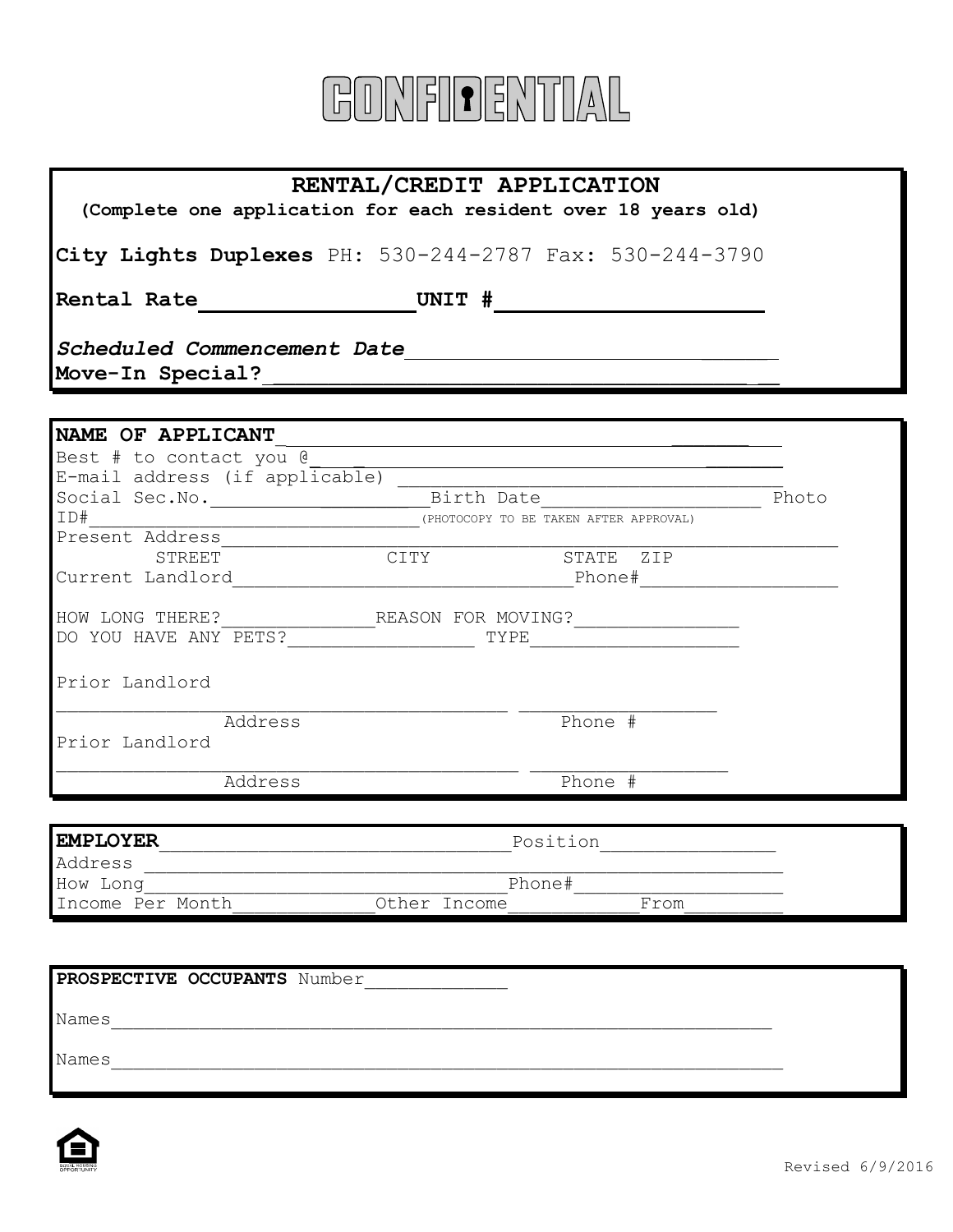# CONFIDENTIAL

## RENTAL/CREDIT APPLICATION

**(Complete one application for each resident over 18 years old)**

**City Lights Duplexes** PH: 530-244-2787 Fax: 530-244-3790

**Rental Rate**________________ **UNIT #**____________________

***Scheduled Commencement Date***______________________________

**Move-In Special?**__________________________________________

---

**NAME OF APPLICANT**__________________________________________

Best # to contact you @_________________________________________

E-mail address (if applicable) ______________________________

Social Sec.No.__________________Birth Date__________________ Photo

ID#______________________________(PHOTOCOPY TO BE TAKEN AFTER APPROVAL)

Present Address_________________________________________________
STREET CITY STATE ZIP

Current Landlord______________________________Phone#________________

HOW LONG THERE?_____________REASON FOR MOVING?______________

DO YOU HAVE ANY PETS?________________ TYPE__________________

Prior Landlord

________________________________________ _________________
Address Phone #

Prior Landlord

________________________________________ _________________
Address Phone #

---

**EMPLOYER**______________________________Position_______________

Address _______________________________________________________

How Long_______________________________Phone#__________________

Income Per Month____________Other Income___________From_________

---

**PROSPECTIVE OCCUPANTS** Number_____________

Names__________________________________________________________

Names__________________________________________________________

Revised 6/9/2016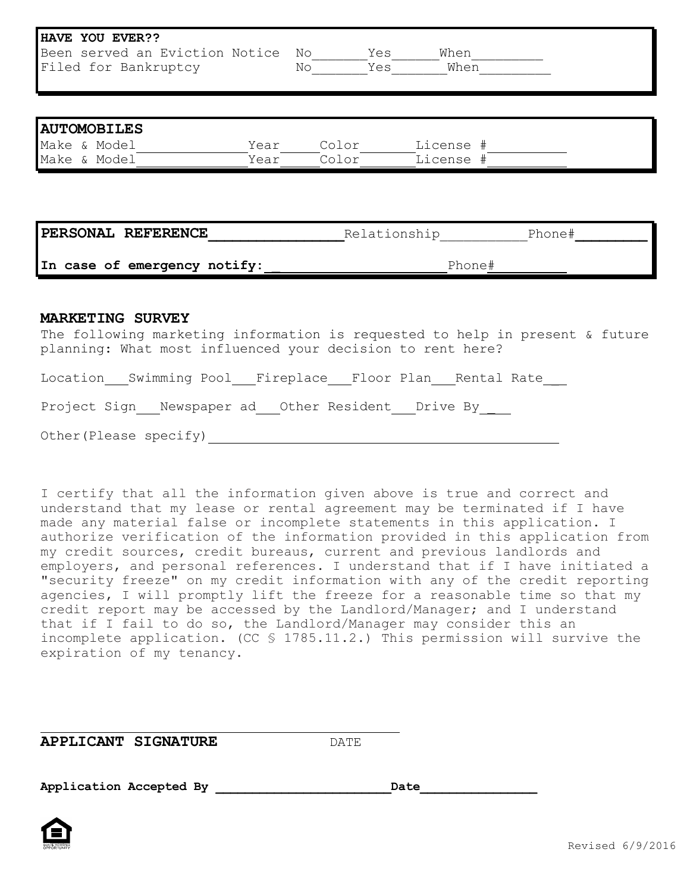**HAVE YOU EVER??**

Been served an Eviction Notice No_______Yes______When_________

Filed for Bankruptcy No_______Yes_______When_________

**AUTOMOBILES**

Make & Model______________Year____Color______License #__________

Make & Model______________Year____Color______License #__________

**PERSONAL REFERENCE**_______________Relationship__________Phone#________

**In case of emergency notify:** _____________________Phone#_________

**MARKETING SURVEY**

The following marketing information is requested to help in present & future planning: What most influenced your decision to rent here?

Location___Swimming Pool___Fireplace___Floor Plan___Rental Rate___

Project Sign___Newspaper ad___Other Resident___Drive By___

Other(Please specify)_____________________________________________

I certify that all the information given above is true and correct and understand that my lease or rental agreement may be terminated if I have made any material false or incomplete statements in this application. I authorize verification of the information provided in this application from my credit sources, credit bureaus, current and previous landlords and employers, and personal references. I understand that if I have initiated a "security freeze" on my credit information with any of the credit reporting agencies, I will promptly lift the freeze for a reasonable time so that my credit report may be accessed by the Landlord/Manager; and I understand that if I fail to do so, the Landlord/Manager may consider this an incomplete application. (CC § 1785.11.2.) This permission will survive the expiration of my tenancy.

_____________________________________________

**APPLICANT SIGNATURE** DATE

**Application Accepted By** ______________________**Date**______________

Revised 6/9/2016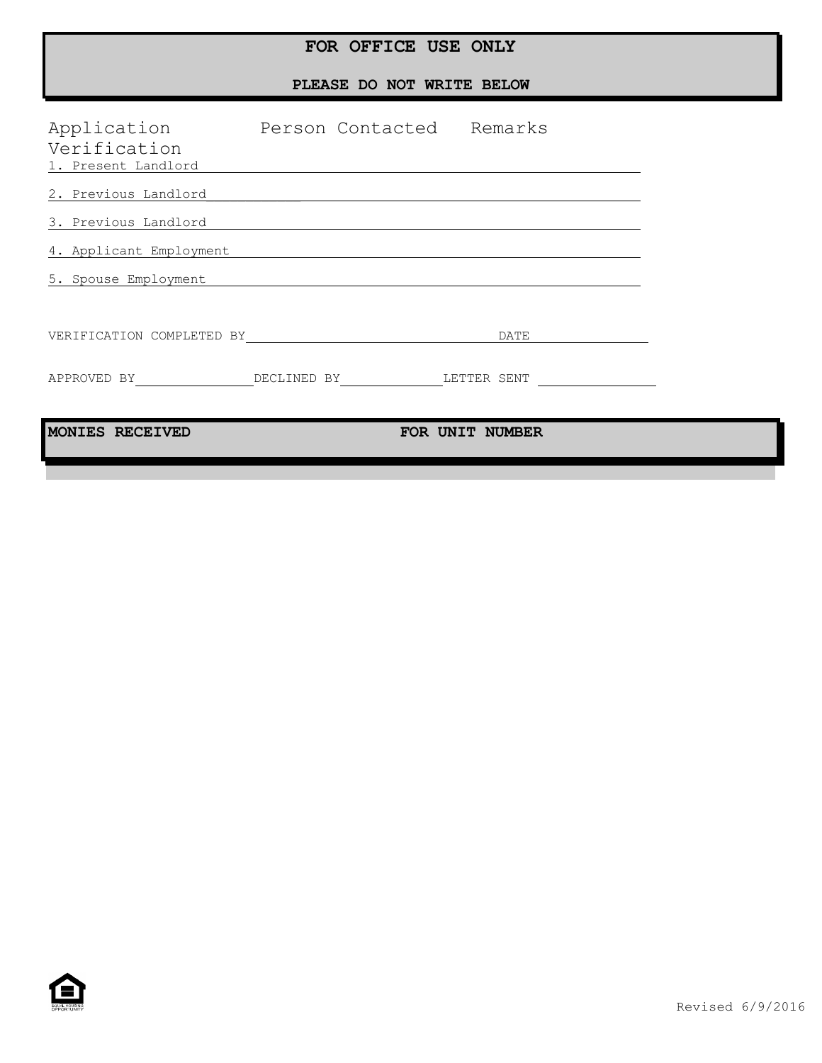## FOR OFFICE USE ONLY

**PLEASE DO NOT WRITE BELOW**

| Application Verification | Person Contacted | Remarks |
|---|---|---|
| 1. Present Landlord | | |
| 2. Previous Landlord | | |
| 3. Previous Landlord | | |
| 4. Applicant Employment | | |
| 5. Spouse Employment | | |

VERIFICATION COMPLETED BY\_\_\_\_\_\_\_\_\_\_\_\_\_\_\_\_\_\_\_\_\_\_\_\_\_\_\_\_ DATE\_\_\_\_\_\_\_\_\_\_\_\_\_\_

APPROVED BY\_\_\_\_\_\_\_\_\_\_\_\_\_\_ DECLINED BY\_\_\_\_\_\_\_\_\_\_\_\_ LETTER SENT \_\_\_\_\_\_\_\_\_\_\_\_\_\_

**MONIES RECEIVED** **FOR UNIT NUMBER**

Revised 6/9/2016